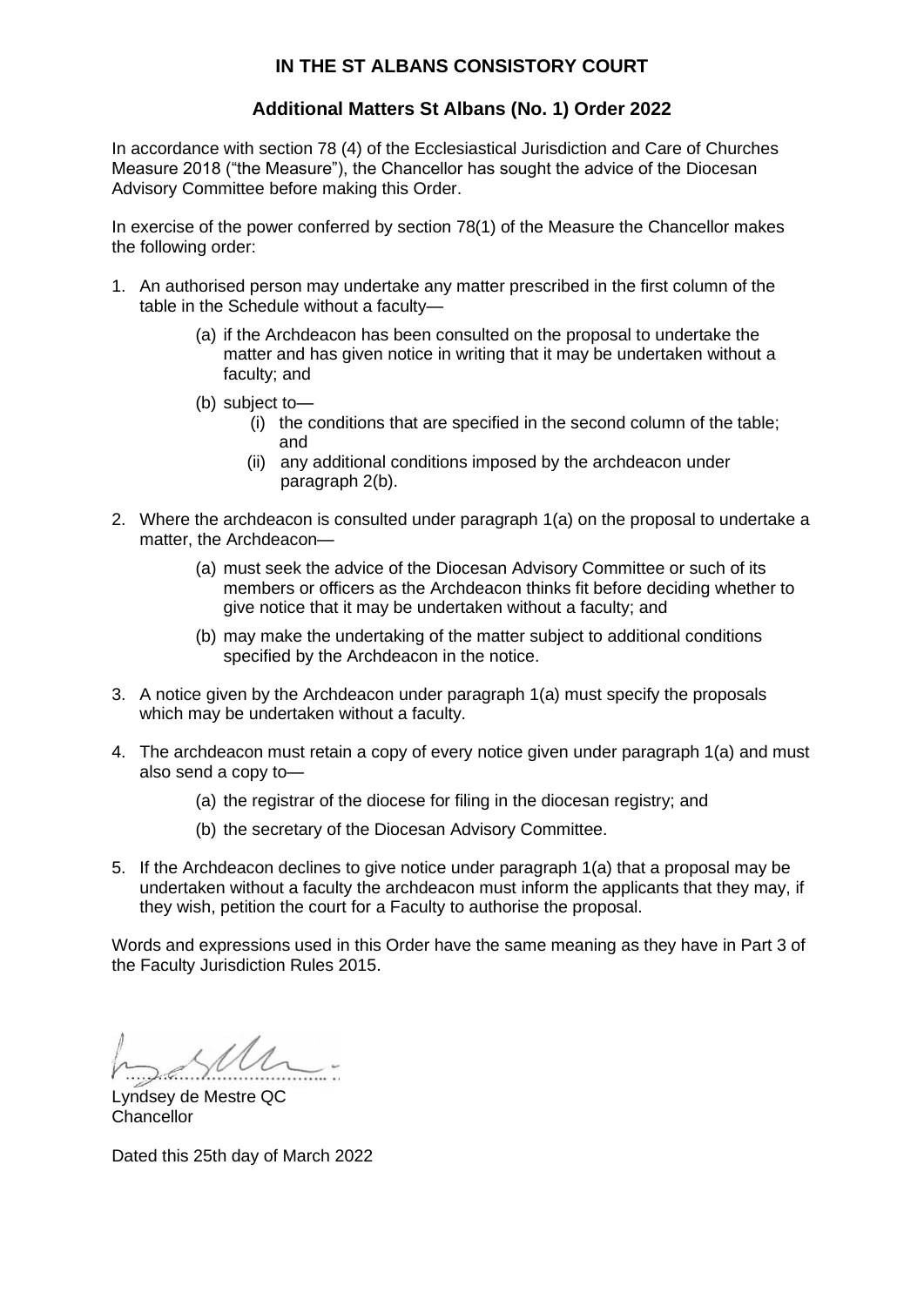## IN THE ST ALBANS CONSISTORY COURT

### Additional Matters St Albans (No. 1) Order 2022

In accordance with section 78 (4) of the Ecclesiastical Jurisdiction and Care of Churches Measure 2018 ("the Measure"), the Chancellor has sought the advice of the Diocesan Advisory Committee before making this Order.

In exercise of the power conferred by section 78(1) of the Measure the Chancellor makes the following order:

1. An authorised person may undertake any matter prescribed in the first column of the table in the Schedule without a faculty—
   - (a) if the Archdeacon has been consulted on the proposal to undertake the matter and has given notice in writing that it may be undertaken without a faculty; and
   - (b) subject to—
     - (i) the conditions that are specified in the second column of the table; and
     - (ii) any additional conditions imposed by the archdeacon under paragraph 2(b).
2. Where the archdeacon is consulted under paragraph 1(a) on the proposal to undertake a matter, the Archdeacon—
   - (a) must seek the advice of the Diocesan Advisory Committee or such of its members or officers as the Archdeacon thinks fit before deciding whether to give notice that it may be undertaken without a faculty; and
   - (b) may make the undertaking of the matter subject to additional conditions specified by the Archdeacon in the notice.
3. A notice given by the Archdeacon under paragraph 1(a) must specify the proposals which may be undertaken without a faculty.
4. The archdeacon must retain a copy of every notice given under paragraph 1(a) and must also send a copy to—
   - (a) the registrar of the diocese for filing in the diocesan registry; and
   - (b) the secretary of the Diocesan Advisory Committee.
5. If the Archdeacon declines to give notice under paragraph 1(a) that a proposal may be undertaken without a faculty the archdeacon must inform the applicants that they may, if they wish, petition the court for a Faculty to authorise the proposal.

Words and expressions used in this Order have the same meaning as they have in Part 3 of the Faculty Jurisdiction Rules 2015.

Lyndsey de Mestre QC
Chancellor

Dated this 25th day of March 2022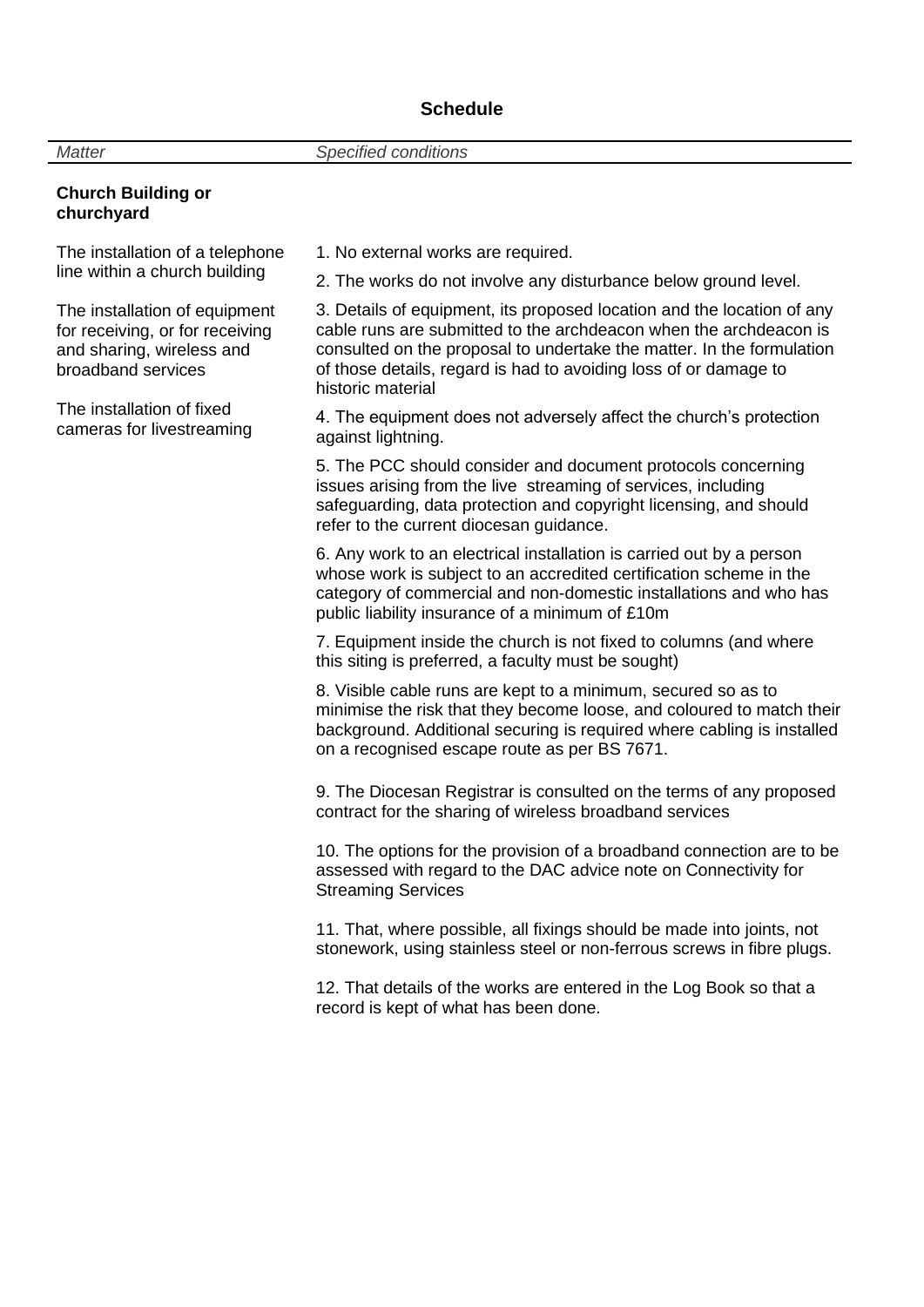**Schedule**

| *Matter* | *Specified conditions* |
| --- | --- |
| **Church Building or churchyard** | |
| The installation of a telephone line within a church building<br><br>The installation of equipment for receiving, or for receiving and sharing, wireless and broadband services<br><br>The installation of fixed cameras for livestreaming | 1. No external works are required. |
| | 2. The works do not involve any disturbance below ground level. |
| | 3. Details of equipment, its proposed location and the location of any cable runs are submitted to the archdeacon when the archdeacon is consulted on the proposal to undertake the matter. In the formulation of those details, regard is had to avoiding loss of or damage to historic material |
| | 4. The equipment does not adversely affect the church's protection against lightning. |
| | 5. The PCC should consider and document protocols concerning issues arising from the live streaming of services, including safeguarding, data protection and copyright licensing, and should refer to the current diocesan guidance. |
| | 6. Any work to an electrical installation is carried out by a person whose work is subject to an accredited certification scheme in the category of commercial and non-domestic installations and who has public liability insurance of a minimum of £10m |
| | 7. Equipment inside the church is not fixed to columns (and where this siting is preferred, a faculty must be sought) |
| | 8. Visible cable runs are kept to a minimum, secured so as to minimise the risk that they become loose, and coloured to match their background. Additional securing is required where cabling is installed on a recognised escape route as per BS 7671. |
| | 9. The Diocesan Registrar is consulted on the terms of any proposed contract for the sharing of wireless broadband services |
| | 10. The options for the provision of a broadband connection are to be assessed with regard to the DAC advice note on Connectivity for Streaming Services |
| | 11. That, where possible, all fixings should be made into joints, not stonework, using stainless steel or non-ferrous screws in fibre plugs. |
| | 12. That details of the works are entered in the Log Book so that a record is kept of what has been done. |